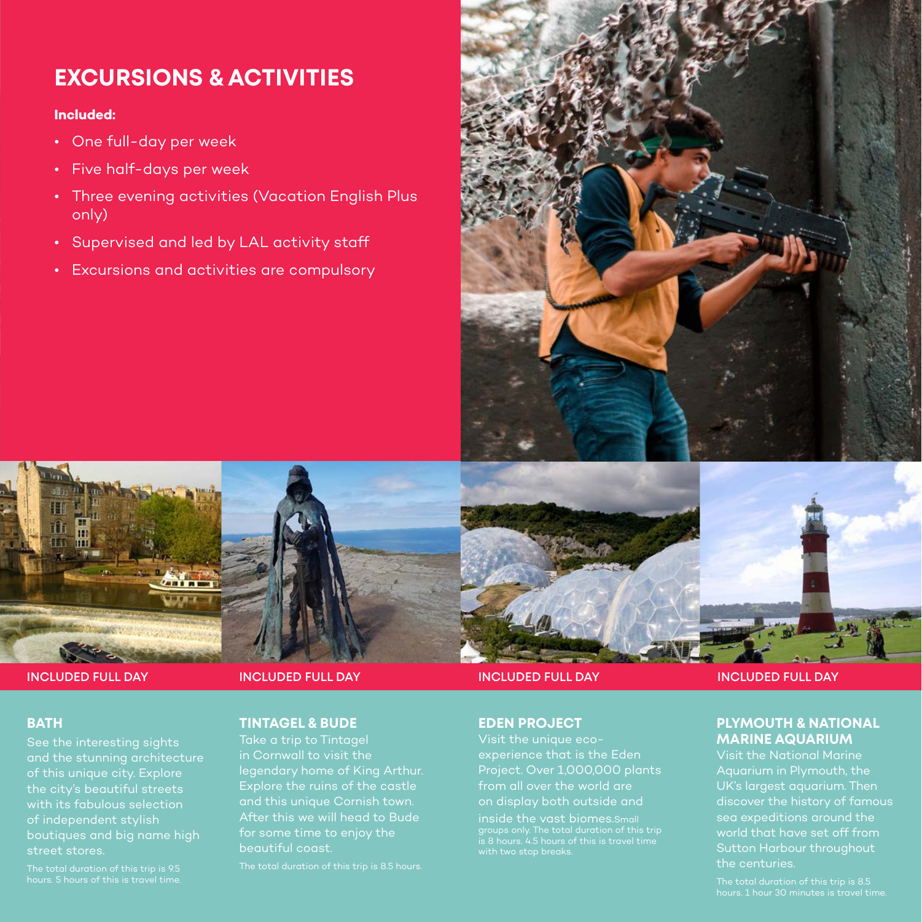## EXCURSIONS & ACTIVITIES

**Included:**

- One full-day per week
- Five half-days per week
- Three evening activities (Vacation English Plus only)
- Supervised and led by LAL activity staff
- Excursions and activities are compulsory

INCLUDED FULL DAY

### BATH

See the interesting sights and the stunning architecture of this unique city. Explore the city's beautiful streets with its fabulous selection of independent stylish boutiques and big name high street stores.

The total duration of this trip is 9.5 hours. 5 hours of this is travel time.

INCLUDED FULL DAY

### TINTAGEL & BUDE

Take a trip to Tintagel in Cornwall to visit the legendary home of King Arthur. Explore the ruins of the castle and this unique Cornish town. After this we will head to Bude for some time to enjoy the beautiful coast.

The total duration of this trip is 8.5 hours.

INCLUDED FULL DAY

### EDEN PROJECT

Visit the unique eco-experience that is the Eden Project. Over 1,000,000 plants from all over the world are on display both outside and inside the vast biomes. Small groups only. The total duration of this trip is 8 hours. 4.5 hours of this is travel time with two stop breaks.

INCLUDED FULL DAY

### PLYMOUTH & NATIONAL MARINE AQUARIUM

Visit the National Marine Aquarium in Plymouth, the UK's largest aquarium. Then discover the history of famous sea expeditions around the world that have set off from Sutton Harbour throughout the centuries.

The total duration of this trip is 8.5 hours. 1 hour 30 minutes is travel time.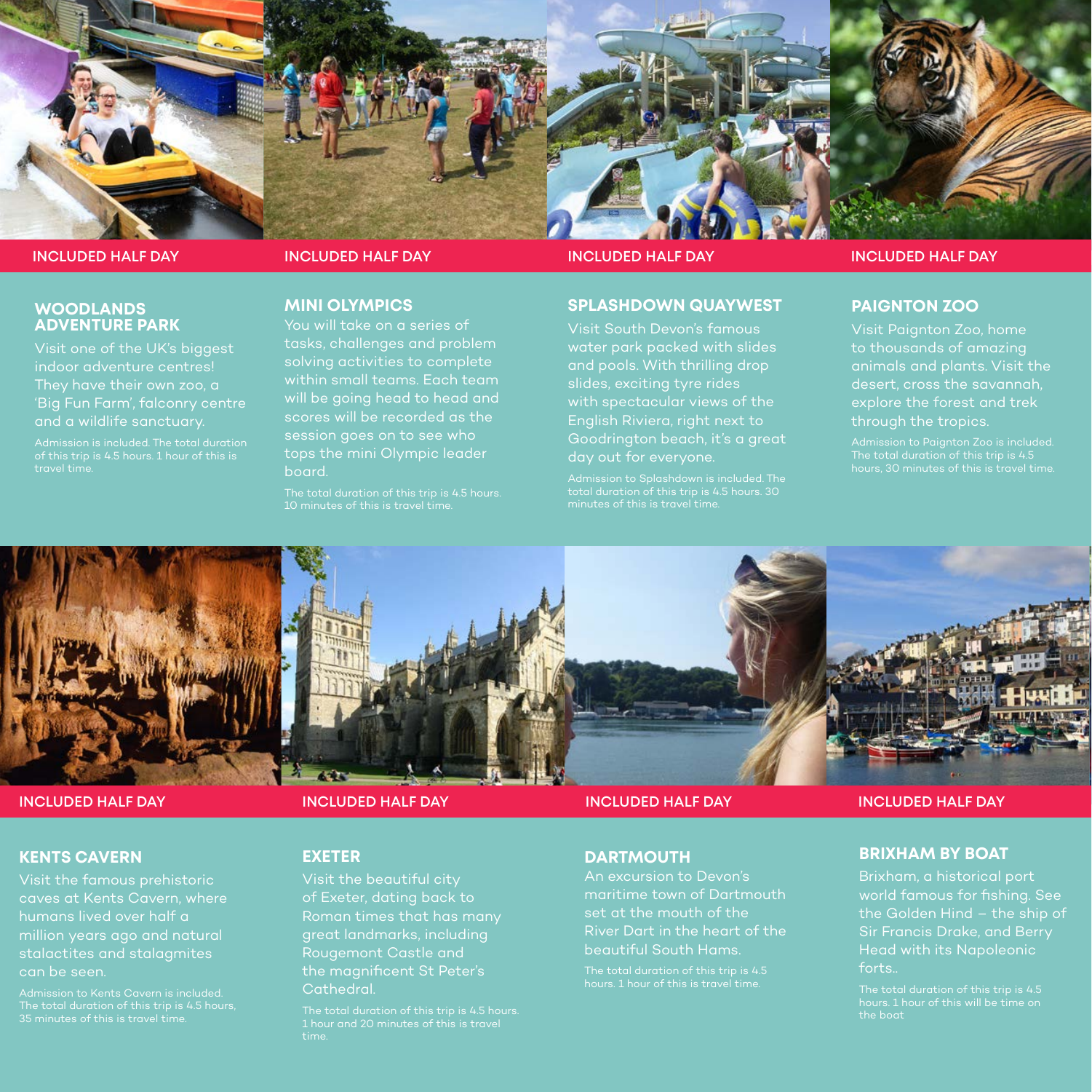INCLUDED HALF DAY

## WOODLANDS ADVENTURE PARK

Visit one of the UK's biggest indoor adventure centres! They have their own zoo, a 'Big Fun Farm', falconry centre and a wildlife sanctuary.

Admission is included. The total duration of this trip is 4.5 hours. 1 hour of this is travel time.

INCLUDED HALF DAY

## MINI OLYMPICS

You will take on a series of tasks, challenges and problem solving activities to complete within small teams. Each team will be going head to head and scores will be recorded as the session goes on to see who tops the mini Olympic leader board.

The total duration of this trip is 4.5 hours. 10 minutes of this is travel time.

INCLUDED HALF DAY

## SPLASHDOWN QUAYWEST

Visit South Devon's famous water park packed with slides and pools. With thrilling drop slides, exciting tyre rides with spectacular views of the English Riviera, right next to Goodrington beach, it's a great day out for everyone.

Admission to Splashdown is included. The total duration of this trip is 4.5 hours. 30 minutes of this is travel time.

INCLUDED HALF DAY

## PAIGNTON ZOO

Visit Paignton Zoo, home to thousands of amazing animals and plants. Visit the desert, cross the savannah, explore the forest and trek through the tropics.

Admission to Paignton Zoo is included. The total duration of this trip is 4.5 hours, 30 minutes of this is travel time.

INCLUDED HALF DAY

## KENTS CAVERN

Visit the famous prehistoric caves at Kents Cavern, where humans lived over half a million years ago and natural stalactites and stalagmites can be seen.

Admission to Kents Cavern is included. The total duration of this trip is 4.5 hours, 35 minutes of this is travel time.

INCLUDED HALF DAY

## EXETER

Visit the beautiful city of Exeter, dating back to Roman times that has many great landmarks, including Rougemont Castle and the magnificent St Peter's Cathedral.

The total duration of this trip is 4.5 hours. 1 hour and 20 minutes of this is travel time.

INCLUDED HALF DAY

## DARTMOUTH

An excursion to Devon's maritime town of Dartmouth set at the mouth of the River Dart in the heart of the beautiful South Hams.

The total duration of this trip is 4.5 hours. 1 hour of this is travel time.

INCLUDED HALF DAY

## BRIXHAM BY BOAT

Brixham, a historical port world famous for fishing. See the Golden Hind – the ship of Sir Francis Drake, and Berry Head with its Napoleonic forts..

The total duration of this trip is 4.5 hours. 1 hour of this will be time on the boat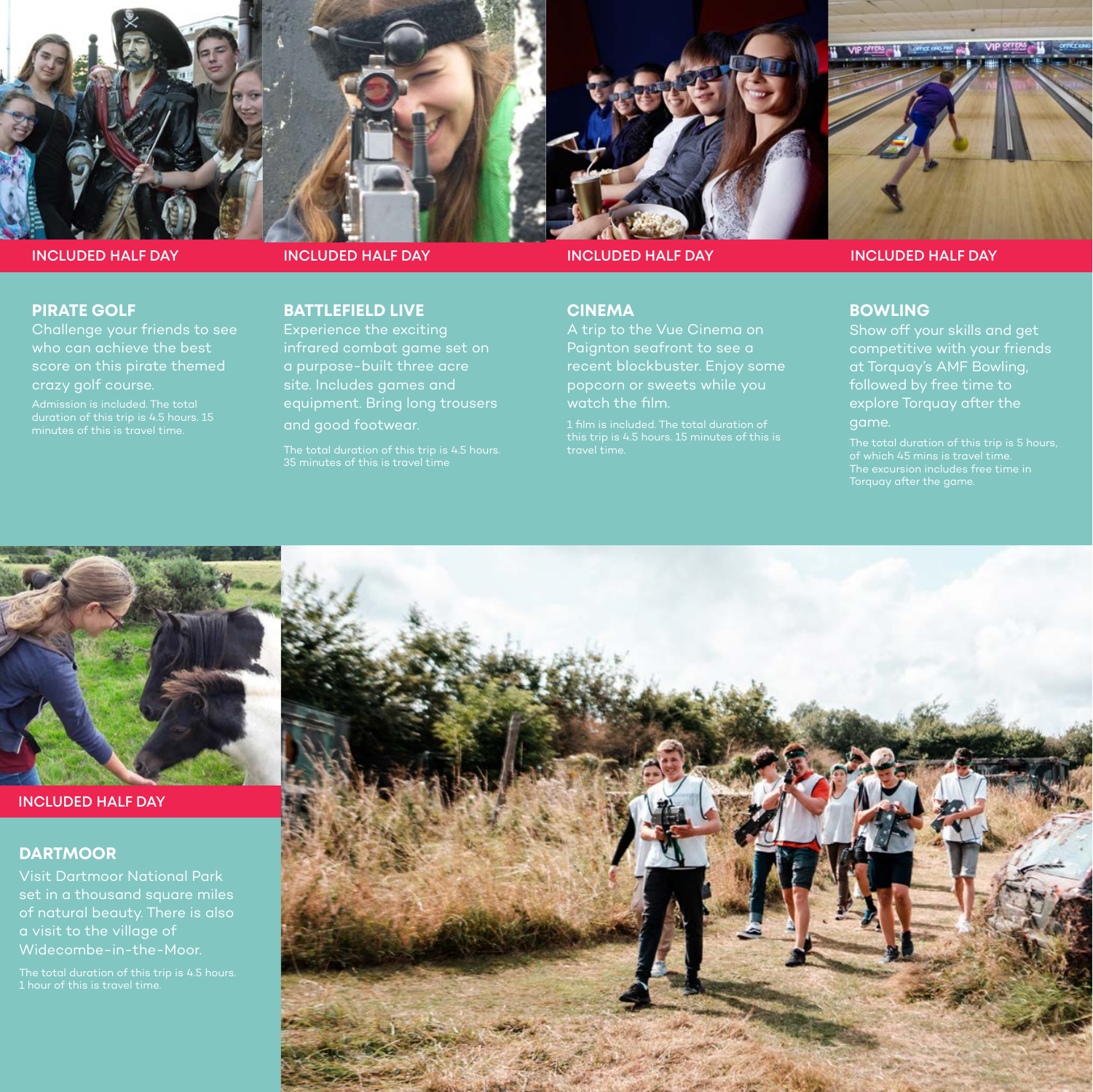INCLUDED HALF DAY

## PIRATE GOLF

Challenge your friends to see who can achieve the best score on this pirate themed crazy golf course.

Admission is included. The total duration of this trip is 4.5 hours. 15 minutes of this is travel time.

INCLUDED HALF DAY

## BATTLEFIELD LIVE

Experience the exciting infrared combat game set on a purpose-built three acre site. Includes games and equipment. Bring long trousers and good footwear.

The total duration of this trip is 4.5 hours. 35 minutes of this is travel time

INCLUDED HALF DAY

## CINEMA

A trip to the Vue Cinema on Paignton seafront to see a recent blockbuster. Enjoy some popcorn or sweets while you watch the film.

1 film is included. The total duration of this trip is 4.5 hours. 15 minutes of this is travel time.

INCLUDED HALF DAY

## BOWLING

Show off your skills and get competitive with your friends at Torquay's AMF Bowling, followed by free time to explore Torquay after the game.

The total duration of this trip is 5 hours, of which 45 mins is travel time. The excursion includes free time in Torquay after the game.

INCLUDED HALF DAY

## DARTMOOR

Visit Dartmoor National Park set in a thousand square miles of natural beauty. There is also a visit to the village of Widecombe-in-the-Moor.

The total duration of this trip is 4.5 hours. 1 hour of this is travel time.